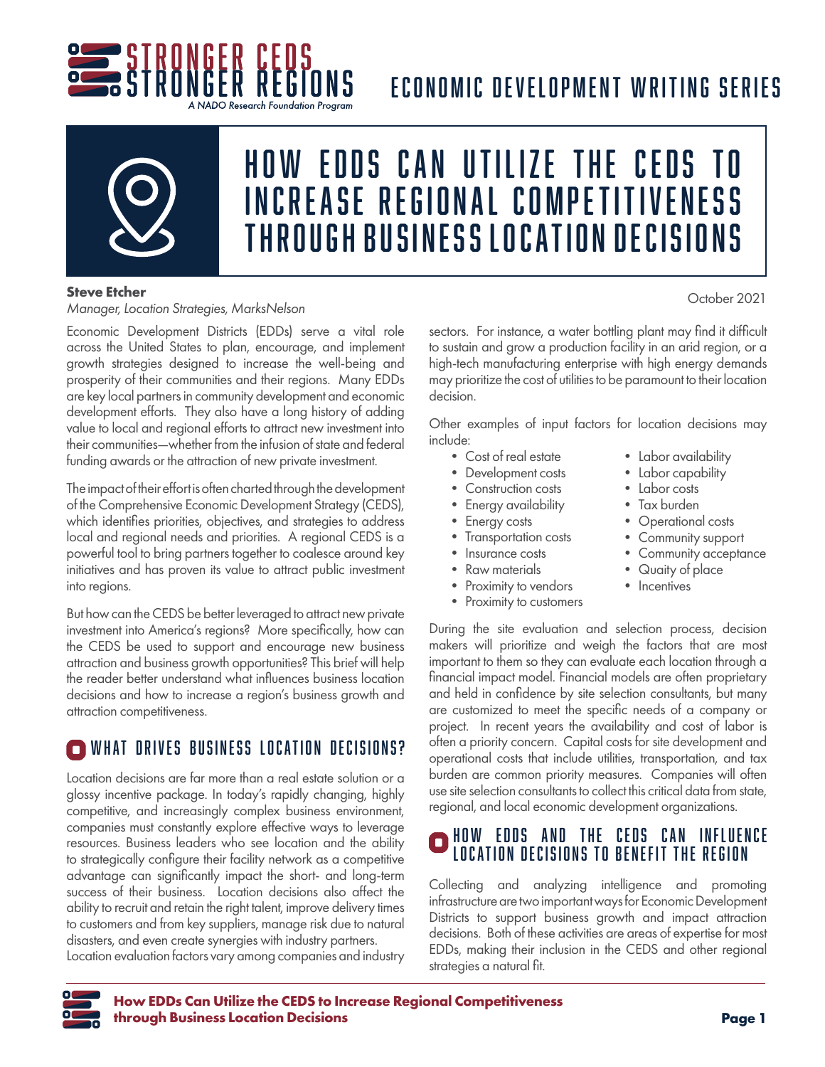STRONGER CEDS STRONGER REGIONS

*A NADO Research Foundation Program*

ECONOMIC DEVELOPMENT WRITING SERIES

# HOW EDDS CAN UTILIZE THE CEDS TO INCREASE REGIONAL COMPETITIVENESS THROUGH BUSINESS LOCATION DECISIONS

**Steve Etcher**
*Manager, Location Strategies, MarksNelson*

October 2021

Economic Development Districts (EDDs) serve a vital role across the United States to plan, encourage, and implement growth strategies designed to increase the well-being and prosperity of their communities and their regions. Many EDDs are key local partners in community development and economic development efforts. They also have a long history of adding value to local and regional efforts to attract new investment into their communities—whether from the infusion of state and federal funding awards or the attraction of new private investment.

The impact of their effort is often charted through the development of the Comprehensive Economic Development Strategy (CEDS), which identifies priorities, objectives, and strategies to address local and regional needs and priorities. A regional CEDS is a powerful tool to bring partners together to coalesce around key initiatives and has proven its value to attract public investment into regions.

But how can the CEDS be better leveraged to attract new private investment into America's regions? More specifically, how can the CEDS be used to support and encourage new business attraction and business growth opportunities? This brief will help the reader better understand what influences business location decisions and how to increase a region's business growth and attraction competitiveness.

## WHAT DRIVES BUSINESS LOCATION DECISIONS?

Location decisions are far more than a real estate solution or a glossy incentive package. In today's rapidly changing, highly competitive, and increasingly complex business environment, companies must constantly explore effective ways to leverage resources. Business leaders who see location and the ability to strategically configure their facility network as a competitive advantage can significantly impact the short- and long-term success of their business. Location decisions also affect the ability to recruit and retain the right talent, improve delivery times to customers and from key suppliers, manage risk due to natural disasters, and even create synergies with industry partners.

Location evaluation factors vary among companies and industry sectors. For instance, a water bottling plant may find it difficult to sustain and grow a production facility in an arid region, or a high-tech manufacturing enterprise with high energy demands may prioritize the cost of utilities to be paramount to their location decision.

Other examples of input factors for location decisions may include:

- Cost of real estate
- Development costs
- Construction costs
- Energy availability
- Energy costs
- Transportation costs
- Insurance costs
- Raw materials
- Proximity to vendors
- Proximity to customers
- Labor availability
- Labor capability
- Labor costs
- Tax burden
- Operational costs
- Community support
- Community acceptance
- Quaity of place
- Incentives

During the site evaluation and selection process, decision makers will prioritize and weigh the factors that are most important to them so they can evaluate each location through a financial impact model. Financial models are often proprietary and held in confidence by site selection consultants, but many are customized to meet the specific needs of a company or project. In recent years the availability and cost of labor is often a priority concern. Capital costs for site development and operational costs that include utilities, transportation, and tax burden are common priority measures. Companies will often use site selection consultants to collect this critical data from state, regional, and local economic development organizations.

## HOW EDDS AND THE CEDS CAN INFLUENCE LOCATION DECISIONS TO BENEFIT THE REGION

Collecting and analyzing intelligence and promoting infrastructure are two important ways for Economic Development Districts to support business growth and impact attraction decisions. Both of these activities are areas of expertise for most EDDs, making their inclusion in the CEDS and other regional strategies a natural fit.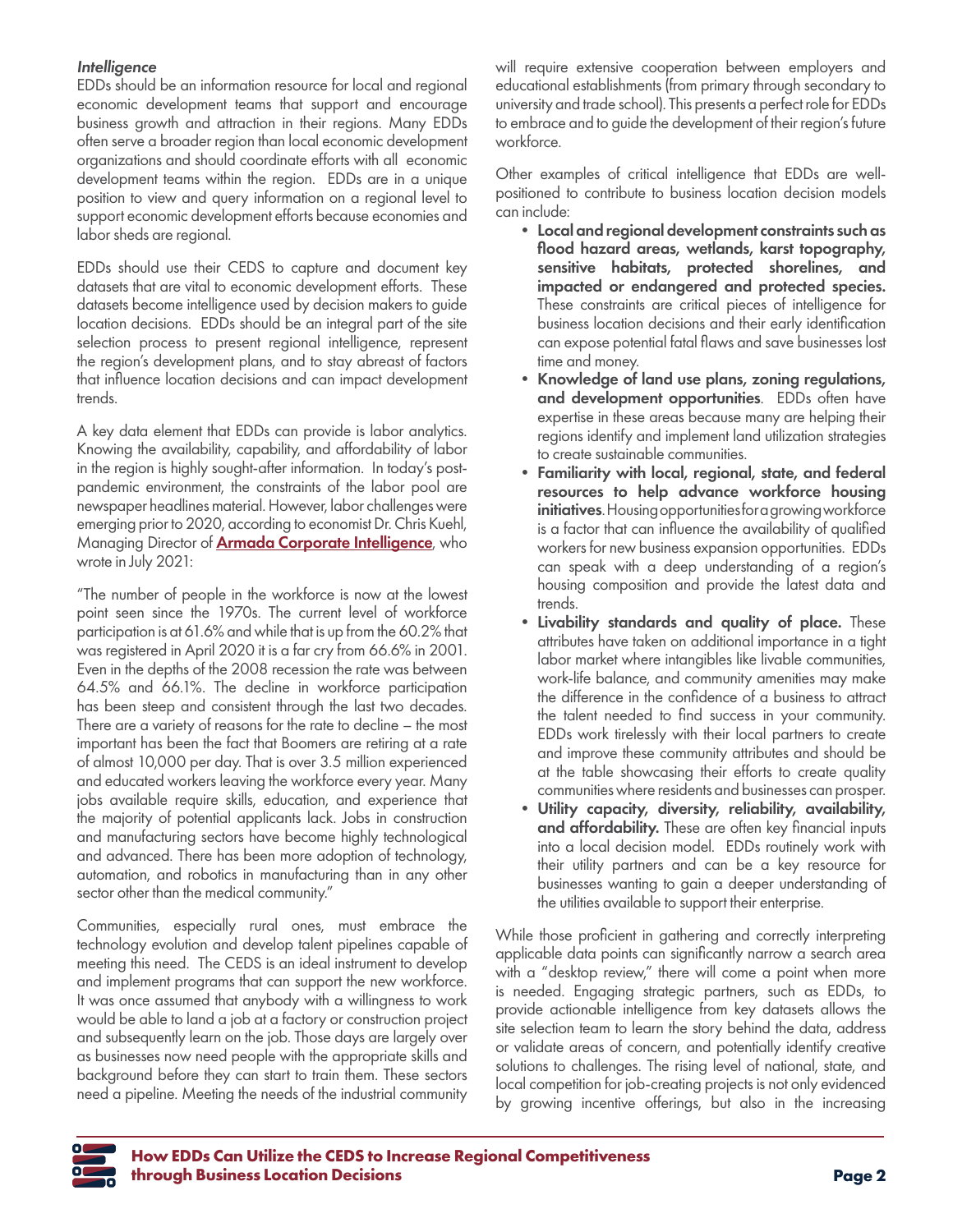*Intelligence*

EDDs should be an information resource for local and regional economic development teams that support and encourage business growth and attraction in their regions. Many EDDs often serve a broader region than local economic development organizations and should coordinate efforts with all economic development teams within the region. EDDs are in a unique position to view and query information on a regional level to support economic development efforts because economies and labor sheds are regional.

EDDs should use their CEDS to capture and document key datasets that are vital to economic development efforts. These datasets become intelligence used by decision makers to guide location decisions. EDDs should be an integral part of the site selection process to present regional intelligence, represent the region's development plans, and to stay abreast of factors that influence location decisions and can impact development trends.

A key data element that EDDs can provide is labor analytics. Knowing the availability, capability, and affordability of labor in the region is highly sought-after information. In today's post-pandemic environment, the constraints of the labor pool are newspaper headlines material. However, labor challenges were emerging prior to 2020, according to economist Dr. Chris Kuehl, Managing Director of **Armada Corporate Intelligence**, who wrote in July 2021:

"The number of people in the workforce is now at the lowest point seen since the 1970s. The current level of workforce participation is at 61.6% and while that is up from the 60.2% that was registered in April 2020 it is a far cry from 66.6% in 2001. Even in the depths of the 2008 recession the rate was between 64.5% and 66.1%. The decline in workforce participation has been steep and consistent through the last two decades. There are a variety of reasons for the rate to decline – the most important has been the fact that Boomers are retiring at a rate of almost 10,000 per day. That is over 3.5 million experienced and educated workers leaving the workforce every year. Many jobs available require skills, education, and experience that the majority of potential applicants lack. Jobs in construction and manufacturing sectors have become highly technological and advanced. There has been more adoption of technology, automation, and robotics in manufacturing than in any other sector other than the medical community."

Communities, especially rural ones, must embrace the technology evolution and develop talent pipelines capable of meeting this need. The CEDS is an ideal instrument to develop and implement programs that can support the new workforce. It was once assumed that anybody with a willingness to work would be able to land a job at a factory or construction project and subsequently learn on the job. Those days are largely over as businesses now need people with the appropriate skills and background before they can start to train them. These sectors need a pipeline. Meeting the needs of the industrial community will require extensive cooperation between employers and educational establishments (from primary through secondary to university and trade school). This presents a perfect role for EDDs to embrace and to guide the development of their region's future workforce.

Other examples of critical intelligence that EDDs are well-positioned to contribute to business location decision models can include:

- **Local and regional development constraints such as flood hazard areas, wetlands, karst topography, sensitive habitats, protected shorelines, and impacted or endangered and protected species.** These constraints are critical pieces of intelligence for business location decisions and their early identification can expose potential fatal flaws and save businesses lost time and money.
- **Knowledge of land use plans, zoning regulations, and development opportunities**. EDDs often have expertise in these areas because many are helping their regions identify and implement land utilization strategies to create sustainable communities.
- **Familiarity with local, regional, state, and federal resources to help advance workforce housing initiatives**. Housing opportunities for a growing workforce is a factor that can influence the availability of qualified workers for new business expansion opportunities. EDDs can speak with a deep understanding of a region's housing composition and provide the latest data and trends.
- **Livability standards and quality of place.** These attributes have taken on additional importance in a tight labor market where intangibles like livable communities, work-life balance, and community amenities may make the difference in the confidence of a business to attract the talent needed to find success in your community. EDDs work tirelessly with their local partners to create and improve these community attributes and should be at the table showcasing their efforts to create quality communities where residents and businesses can prosper.
- **Utility capacity, diversity, reliability, availability, and affordability.** These are often key financial inputs into a local decision model. EDDs routinely work with their utility partners and can be a key resource for businesses wanting to gain a deeper understanding of the utilities available to support their enterprise.

While those proficient in gathering and correctly interpreting applicable data points can significantly narrow a search area with a "desktop review," there will come a point when more is needed. Engaging strategic partners, such as EDDs, to provide actionable intelligence from key datasets allows the site selection team to learn the story behind the data, address or validate areas of concern, and potentially identify creative solutions to challenges. The rising level of national, state, and local competition for job-creating projects is not only evidenced by growing incentive offerings, but also in the increasing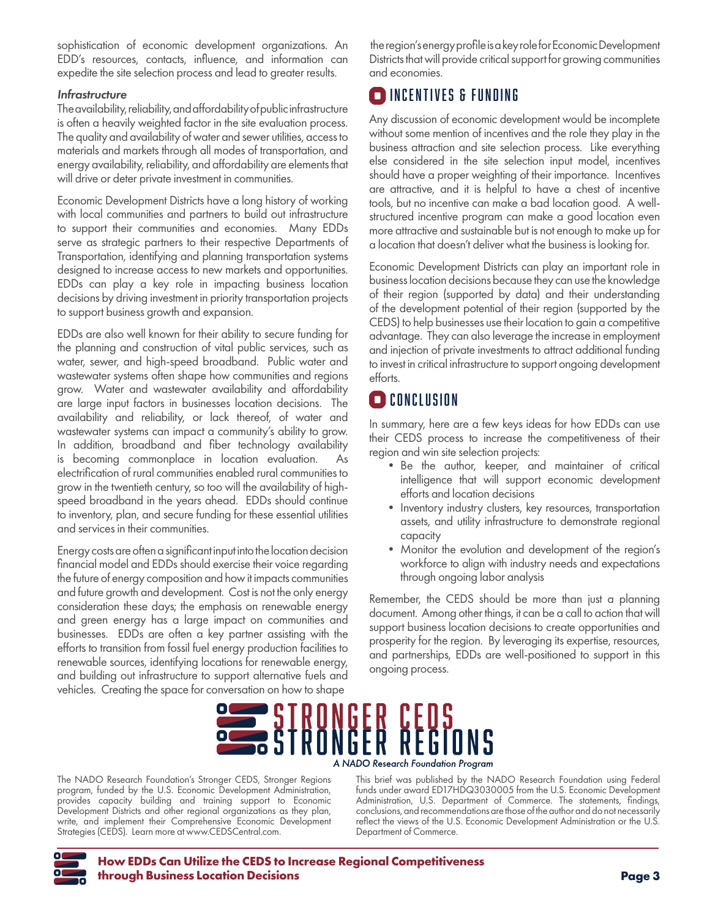sophistication of economic development organizations. An EDD's resources, contacts, influence, and information can expedite the site selection process and lead to greater results.

*Infrastructure*

The availability, reliability, and affordability of public infrastructure is often a heavily weighted factor in the site evaluation process. The quality and availability of water and sewer utilities, access to materials and markets through all modes of transportation, and energy availability, reliability, and affordability are elements that will drive or deter private investment in communities.

Economic Development Districts have a long history of working with local communities and partners to build out infrastructure to support their communities and economies. Many EDDs serve as strategic partners to their respective Departments of Transportation, identifying and planning transportation systems designed to increase access to new markets and opportunities. EDDs can play a key role in impacting business location decisions by driving investment in priority transportation projects to support business growth and expansion.

EDDs are also well known for their ability to secure funding for the planning and construction of vital public services, such as water, sewer, and high-speed broadband. Public water and wastewater systems often shape how communities and regions grow. Water and wastewater availability and affordability are large input factors in businesses location decisions. The availability and reliability, or lack thereof, of water and wastewater systems can impact a community's ability to grow. In addition, broadband and fiber technology availability is becoming commonplace in location evaluation. As electrification of rural communities enabled rural communities to grow in the twentieth century, so too will the availability of high-speed broadband in the years ahead. EDDs should continue to inventory, plan, and secure funding for these essential utilities and services in their communities.

Energy costs are often a significant input into the location decision financial model and EDDs should exercise their voice regarding the future of energy composition and how it impacts communities and future growth and development. Cost is not the only energy consideration these days; the emphasis on renewable energy and green energy has a large impact on communities and businesses. EDDs are often a key partner assisting with the efforts to transition from fossil fuel energy production facilities to renewable sources, identifying locations for renewable energy, and building out infrastructure to support alternative fuels and vehicles. Creating the space for conversation on how to shape the region's energy profile is a key role for Economic Development Districts that will provide critical support for growing communities and economies.

## INCENTIVES & FUNDING

Any discussion of economic development would be incomplete without some mention of incentives and the role they play in the business attraction and site selection process. Like everything else considered in the site selection input model, incentives should have a proper weighting of their importance. Incentives are attractive, and it is helpful to have a chest of incentive tools, but no incentive can make a bad location good. A well-structured incentive program can make a good location even more attractive and sustainable but is not enough to make up for a location that doesn't deliver what the business is looking for.

Economic Development Districts can play an important role in business location decisions because they can use the knowledge of their region (supported by data) and their understanding of the development potential of their region (supported by the CEDS) to help businesses use their location to gain a competitive advantage. They can also leverage the increase in employment and injection of private investments to attract additional funding to invest in critical infrastructure to support ongoing development efforts.

## CONCLUSION

In summary, here are a few keys ideas for how EDDs can use their CEDS process to increase the competitiveness of their region and win site selection projects:

- Be the author, keeper, and maintainer of critical intelligence that will support economic development efforts and location decisions
- Inventory industry clusters, key resources, transportation assets, and utility infrastructure to demonstrate regional capacity
- Monitor the evolution and development of the region's workforce to align with industry needs and expectations through ongoing labor analysis

Remember, the CEDS should be more than just a planning document. Among other things, it can be a call to action that will support business location decisions to create opportunities and prosperity for the region. By leveraging its expertise, resources, and partnerships, EDDs are well-positioned to support in this ongoing process.

STRONGER CEDS STRONGER REGIONS

*A NADO Research Foundation Program*

The NADO Research Foundation's Stronger CEDS, Stronger Regions program, funded by the U.S. Economic Development Administration, provides capacity building and training support to Economic Development Districts and other regional organizations as they plan, write, and implement their Comprehensive Economic Development Strategies (CEDS). Learn more at www.CEDSCentral.com.

This brief was published by the NADO Research Foundation using Federal funds under award ED17HDQ3030005 from the U.S. Economic Development Administration, U.S. Department of Commerce. The statements, findings, conclusions, and recommendations are those of the author and do not necessarily reflect the views of the U.S. Economic Development Administration or the U.S. Department of Commerce.